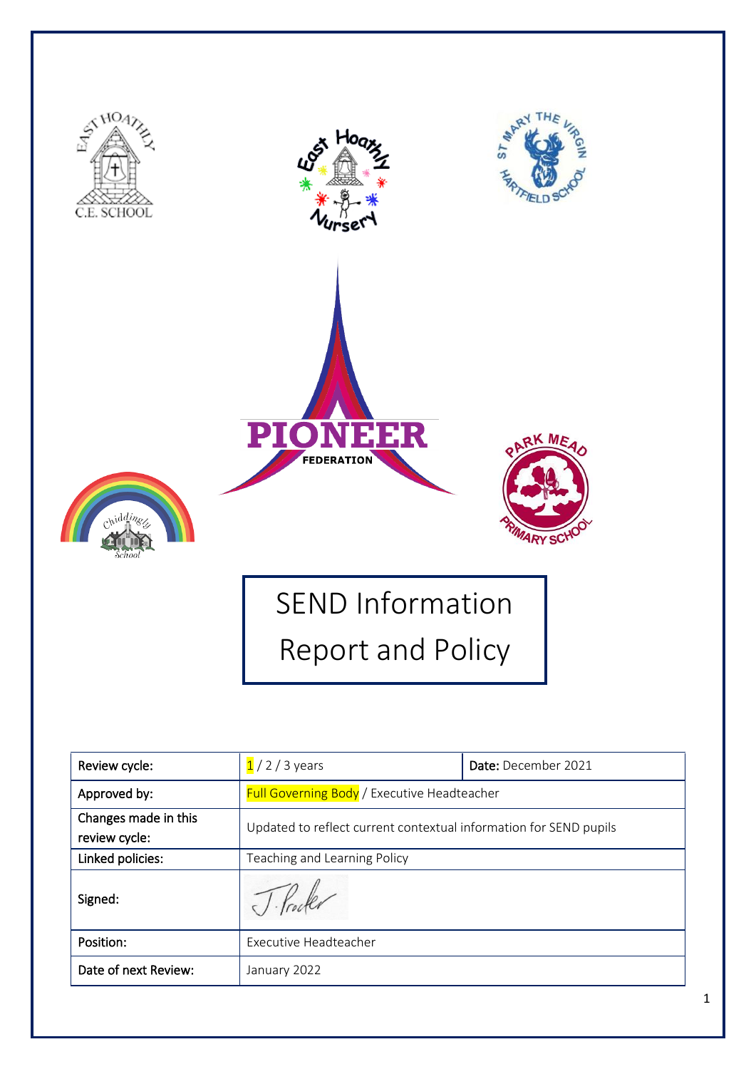# SEND Information Report and Policy

| Review cycle: | 1 / 2 / 3 years | Date: December 2021 |
|---|---|---|
| Approved by: | Full Governing Body / Executive Headteacher | |
| Changes made in this review cycle: | Updated to reflect current contextual information for SEND pupils | |
| Linked policies: | Teaching and Learning Policy | |
| Signed: | J. Procter | |
| Position: | Executive Headteacher | |
| Date of next Review: | January 2022 | |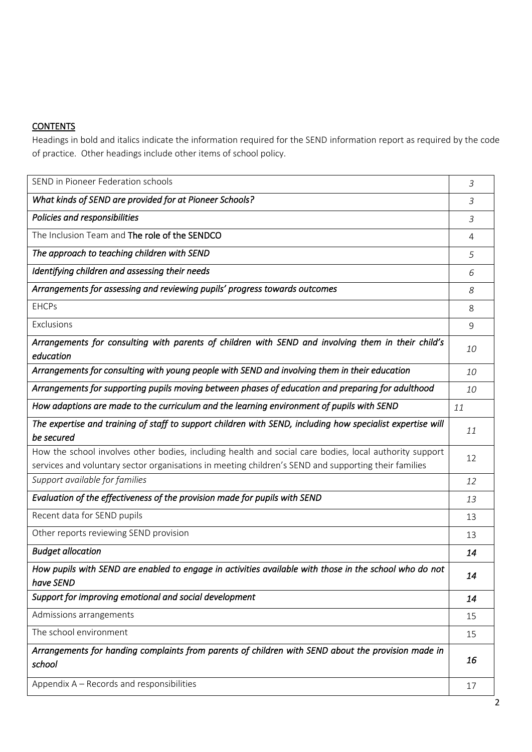## <u>CONTENTS</u>

Headings in bold and italics indicate the information required for the SEND information report as required by the code of practice. Other headings include other items of school policy.

| | |
|---|---|
| SEND in Pioneer Federation schools | *3* |
| ***What kinds of SEND are provided for at Pioneer Schools?*** | *3* |
| ***Policies and responsibilities*** | *3* |
| The Inclusion Team and **The role of the SENDCO** | 4 |
| ***The approach to teaching children with SEND*** | *5* |
| ***Identifying children and assessing their needs*** | *6* |
| ***Arrangements for assessing and reviewing pupils' progress towards outcomes*** | *8* |
| EHCPs | 8 |
| Exclusions | 9 |
| ***Arrangements for consulting with parents of children with SEND and involving them in their child's education*** | *10* |
| ***Arrangements for consulting with young people with SEND and involving them in their education*** | *10* |
| ***Arrangements for supporting pupils moving between phases of education and preparing for adulthood*** | *10* |
| ***How adaptions are made to the curriculum and the learning environment of pupils with SEND*** | *11* |
| ***The expertise and training of staff to support children with SEND, including how specialist expertise will be secured*** | *11* |
| How the school involves other bodies, including health and social care bodies, local authority support services and voluntary sector organisations in meeting children's SEND and supporting their families | 12 |
| *Support available for families* | *12* |
| ***Evaluation of the effectiveness of the provision made for pupils with SEND*** | *13* |
| Recent data for SEND pupils | 13 |
| Other reports reviewing SEND provision | 13 |
| ***Budget allocation*** | ***14*** |
| ***How pupils with SEND are enabled to engage in activities available with those in the school who do not have SEND*** | ***14*** |
| ***Support for improving emotional and social development*** | ***14*** |
| Admissions arrangements | 15 |
| The school environment | 15 |
| ***Arrangements for handing complaints from parents of children with SEND about the provision made in school*** | ***16*** |
| Appendix A – Records and responsibilities | 17 |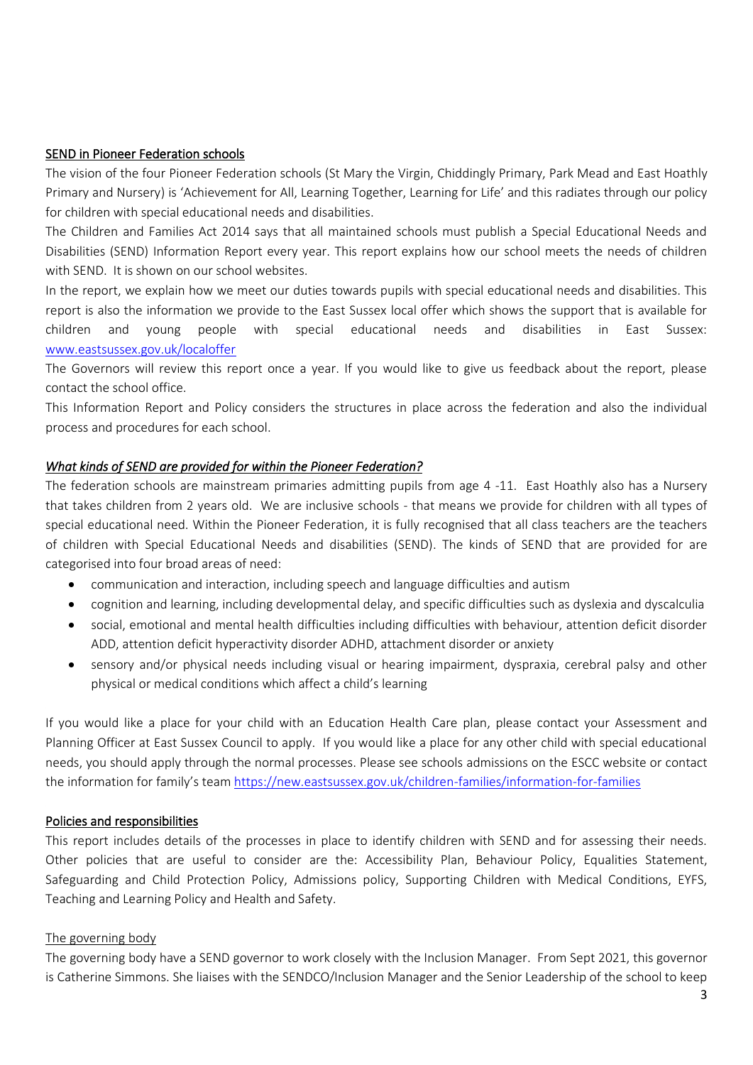## SEND in Pioneer Federation schools

The vision of the four Pioneer Federation schools (St Mary the Virgin, Chiddingly Primary, Park Mead and East Hoathly Primary and Nursery) is 'Achievement for All, Learning Together, Learning for Life' and this radiates through our policy for children with special educational needs and disabilities.

The Children and Families Act 2014 says that all maintained schools must publish a Special Educational Needs and Disabilities (SEND) Information Report every year. This report explains how our school meets the needs of children with SEND. It is shown on our school websites.

In the report, we explain how we meet our duties towards pupils with special educational needs and disabilities. This report is also the information we provide to the East Sussex local offer which shows the support that is available for children and young people with special educational needs and disabilities in East Sussex: www.eastsussex.gov.uk/localoffer

The Governors will review this report once a year. If you would like to give us feedback about the report, please contact the school office.

This Information Report and Policy considers the structures in place across the federation and also the individual process and procedures for each school.

### *What kinds of SEND are provided for within the Pioneer Federation?*

The federation schools are mainstream primaries admitting pupils from age 4 -11. East Hoathly also has a Nursery that takes children from 2 years old. We are inclusive schools - that means we provide for children with all types of special educational need. Within the Pioneer Federation, it is fully recognised that all class teachers are the teachers of children with Special Educational Needs and disabilities (SEND). The kinds of SEND that are provided for are categorised into four broad areas of need:

- communication and interaction, including speech and language difficulties and autism
- cognition and learning, including developmental delay, and specific difficulties such as dyslexia and dyscalculia
- social, emotional and mental health difficulties including difficulties with behaviour, attention deficit disorder ADD, attention deficit hyperactivity disorder ADHD, attachment disorder or anxiety
- sensory and/or physical needs including visual or hearing impairment, dyspraxia, cerebral palsy and other physical or medical conditions which affect a child's learning

If you would like a place for your child with an Education Health Care plan, please contact your Assessment and Planning Officer at East Sussex Council to apply. If you would like a place for any other child with special educational needs, you should apply through the normal processes. Please see schools admissions on the ESCC website or contact the information for family's team https://new.eastsussex.gov.uk/children-families/information-for-families

## Policies and responsibilities

This report includes details of the processes in place to identify children with SEND and for assessing their needs. Other policies that are useful to consider are the: Accessibility Plan, Behaviour Policy, Equalities Statement, Safeguarding and Child Protection Policy, Admissions policy, Supporting Children with Medical Conditions, EYFS, Teaching and Learning Policy and Health and Safety.

### The governing body

The governing body have a SEND governor to work closely with the Inclusion Manager. From Sept 2021, this governor is Catherine Simmons. She liaises with the SENDCO/Inclusion Manager and the Senior Leadership of the school to keep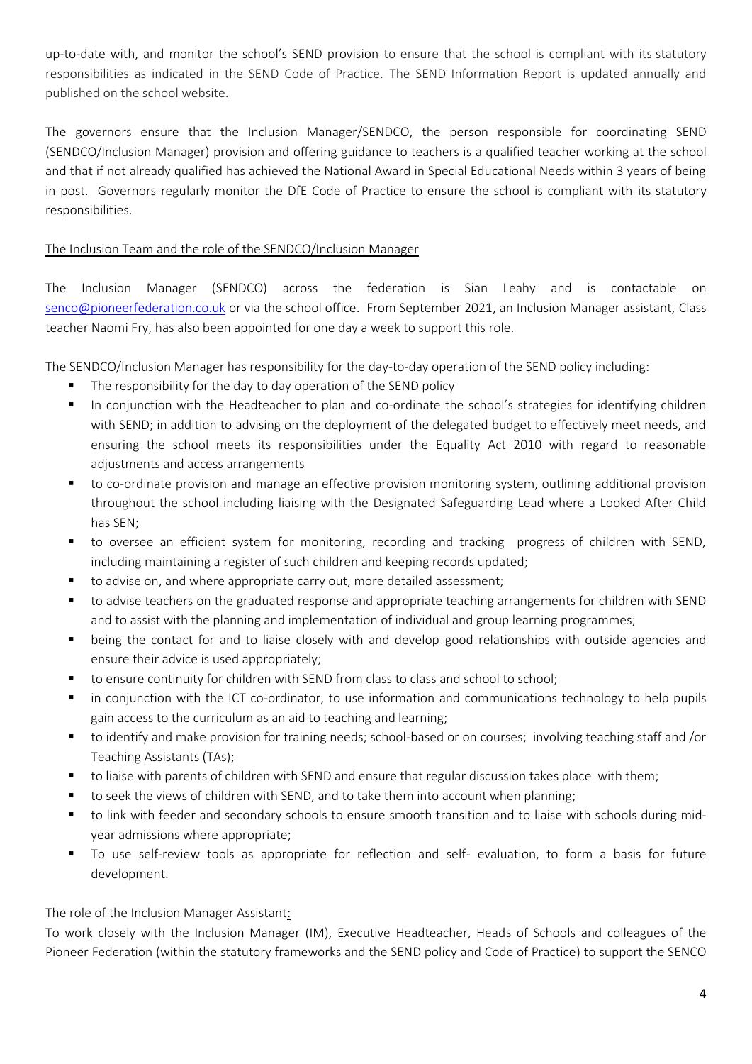up-to-date with, and monitor the school's SEND provision to ensure that the school is compliant with its statutory responsibilities as indicated in the SEND Code of Practice. The SEND Information Report is updated annually and published on the school website.

The governors ensure that the Inclusion Manager/SENDCO, the person responsible for coordinating SEND (SENDCO/Inclusion Manager) provision and offering guidance to teachers is a qualified teacher working at the school and that if not already qualified has achieved the National Award in Special Educational Needs within 3 years of being in post. Governors regularly monitor the DfE Code of Practice to ensure the school is compliant with its statutory responsibilities.

<u>The Inclusion Team and the role of the SENDCO/Inclusion Manager</u>

The Inclusion Manager (SENDCO) across the federation is Sian Leahy and is contactable on senco@pioneerfederation.co.uk or via the school office. From September 2021, an Inclusion Manager assistant, Class teacher Naomi Fry, has also been appointed for one day a week to support this role.

The SENDCO/Inclusion Manager has responsibility for the day-to-day operation of the SEND policy including:

- The responsibility for the day to day operation of the SEND policy
- In conjunction with the Headteacher to plan and co-ordinate the school's strategies for identifying children with SEND; in addition to advising on the deployment of the delegated budget to effectively meet needs, and ensuring the school meets its responsibilities under the Equality Act 2010 with regard to reasonable adjustments and access arrangements
- to co-ordinate provision and manage an effective provision monitoring system, outlining additional provision throughout the school including liaising with the Designated Safeguarding Lead where a Looked After Child has SEN;
- to oversee an efficient system for monitoring, recording and tracking progress of children with SEND, including maintaining a register of such children and keeping records updated;
- to advise on, and where appropriate carry out, more detailed assessment;
- to advise teachers on the graduated response and appropriate teaching arrangements for children with SEND and to assist with the planning and implementation of individual and group learning programmes;
- being the contact for and to liaise closely with and develop good relationships with outside agencies and ensure their advice is used appropriately;
- to ensure continuity for children with SEND from class to class and school to school;
- in conjunction with the ICT co-ordinator, to use information and communications technology to help pupils gain access to the curriculum as an aid to teaching and learning;
- to identify and make provision for training needs; school-based or on courses; involving teaching staff and /or Teaching Assistants (TAs);
- to liaise with parents of children with SEND and ensure that regular discussion takes place with them;
- to seek the views of children with SEND, and to take them into account when planning;
- to link with feeder and secondary schools to ensure smooth transition and to liaise with schools during mid-year admissions where appropriate;
- To use self-review tools as appropriate for reflection and self- evaluation, to form a basis for future development.

The role of the Inclusion Manager Assistant:

To work closely with the Inclusion Manager (IM), Executive Headteacher, Heads of Schools and colleagues of the Pioneer Federation (within the statutory frameworks and the SEND policy and Code of Practice) to support the SENCO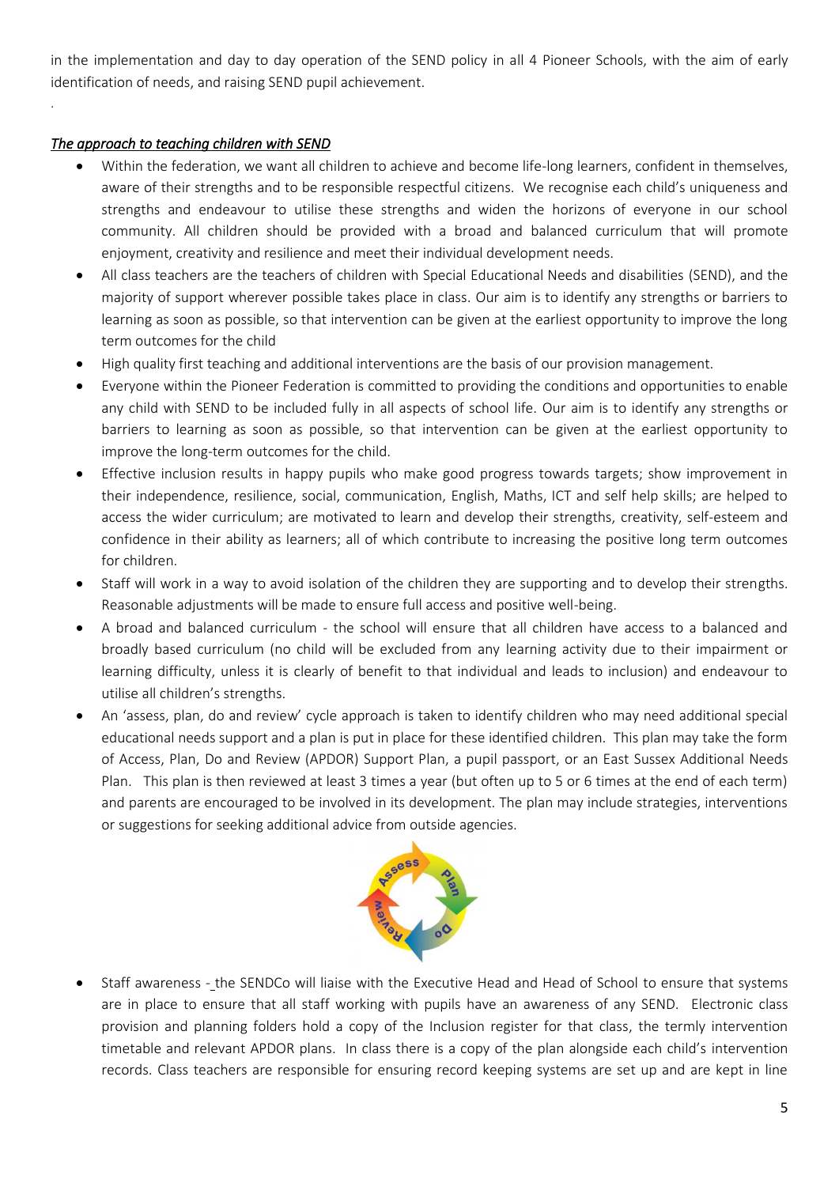in the implementation and day to day operation of the SEND policy in all 4 Pioneer Schools, with the aim of early identification of needs, and raising SEND pupil achievement.

.

***The approach to teaching children with SEND***

- Within the federation, we want all children to achieve and become life-long learners, confident in themselves, aware of their strengths and to be responsible respectful citizens. We recognise each child's uniqueness and strengths and endeavour to utilise these strengths and widen the horizons of everyone in our school community. All children should be provided with a broad and balanced curriculum that will promote enjoyment, creativity and resilience and meet their individual development needs.
- All class teachers are the teachers of children with Special Educational Needs and disabilities (SEND), and the majority of support wherever possible takes place in class. Our aim is to identify any strengths or barriers to learning as soon as possible, so that intervention can be given at the earliest opportunity to improve the long term outcomes for the child
- High quality first teaching and additional interventions are the basis of our provision management.
- Everyone within the Pioneer Federation is committed to providing the conditions and opportunities to enable any child with SEND to be included fully in all aspects of school life. Our aim is to identify any strengths or barriers to learning as soon as possible, so that intervention can be given at the earliest opportunity to improve the long-term outcomes for the child.
- Effective inclusion results in happy pupils who make good progress towards targets; show improvement in their independence, resilience, social, communication, English, Maths, ICT and self help skills; are helped to access the wider curriculum; are motivated to learn and develop their strengths, creativity, self-esteem and confidence in their ability as learners; all of which contribute to increasing the positive long term outcomes for children.
- Staff will work in a way to avoid isolation of the children they are supporting and to develop their strengths. Reasonable adjustments will be made to ensure full access and positive well-being.
- A broad and balanced curriculum - the school will ensure that all children have access to a balanced and broadly based curriculum (no child will be excluded from any learning activity due to their impairment or learning difficulty, unless it is clearly of benefit to that individual and leads to inclusion) and endeavour to utilise all children's strengths.
- An 'assess, plan, do and review' cycle approach is taken to identify children who may need additional special educational needs support and a plan is put in place for these identified children. This plan may take the form of Access, Plan, Do and Review (APDOR) Support Plan, a pupil passport, or an East Sussex Additional Needs Plan. This plan is then reviewed at least 3 times a year (but often up to 5 or 6 times at the end of each term) and parents are encouraged to be involved in its development. The plan may include strategies, interventions or suggestions for seeking additional advice from outside agencies.

- Staff awareness - the SENDCo will liaise with the Executive Head and Head of School to ensure that systems are in place to ensure that all staff working with pupils have an awareness of any SEND. Electronic class provision and planning folders hold a copy of the Inclusion register for that class, the termly intervention timetable and relevant APDOR plans. In class there is a copy of the plan alongside each child's intervention records. Class teachers are responsible for ensuring record keeping systems are set up and are kept in line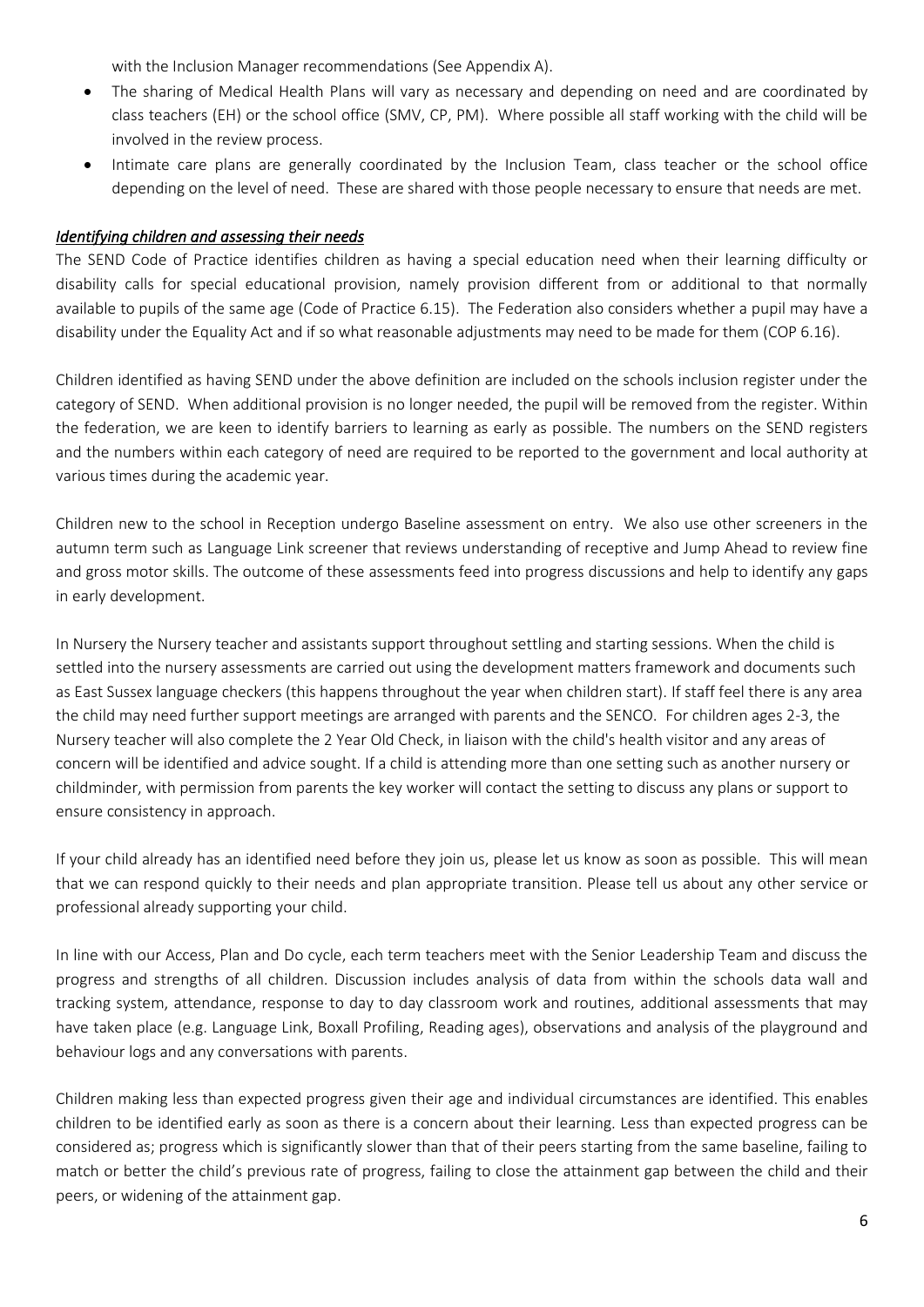with the Inclusion Manager recommendations (See Appendix A).

- The sharing of Medical Health Plans will vary as necessary and depending on need and are coordinated by class teachers (EH) or the school office (SMV, CP, PM). Where possible all staff working with the child will be involved in the review process.
- Intimate care plans are generally coordinated by the Inclusion Team, class teacher or the school office depending on the level of need. These are shared with those people necessary to ensure that needs are met.

***Identifying children and assessing their needs***

The SEND Code of Practice identifies children as having a special education need when their learning difficulty or disability calls for special educational provision, namely provision different from or additional to that normally available to pupils of the same age (Code of Practice 6.15). The Federation also considers whether a pupil may have a disability under the Equality Act and if so what reasonable adjustments may need to be made for them (COP 6.16).

Children identified as having SEND under the above definition are included on the schools inclusion register under the category of SEND. When additional provision is no longer needed, the pupil will be removed from the register. Within the federation, we are keen to identify barriers to learning as early as possible. The numbers on the SEND registers and the numbers within each category of need are required to be reported to the government and local authority at various times during the academic year.

Children new to the school in Reception undergo Baseline assessment on entry. We also use other screeners in the autumn term such as Language Link screener that reviews understanding of receptive and Jump Ahead to review fine and gross motor skills. The outcome of these assessments feed into progress discussions and help to identify any gaps in early development.

In Nursery the Nursery teacher and assistants support throughout settling and starting sessions. When the child is settled into the nursery assessments are carried out using the development matters framework and documents such as East Sussex language checkers (this happens throughout the year when children start). If staff feel there is any area the child may need further support meetings are arranged with parents and the SENCO. For children ages 2-3, the Nursery teacher will also complete the 2 Year Old Check, in liaison with the child's health visitor and any areas of concern will be identified and advice sought. If a child is attending more than one setting such as another nursery or childminder, with permission from parents the key worker will contact the setting to discuss any plans or support to ensure consistency in approach.

If your child already has an identified need before they join us, please let us know as soon as possible. This will mean that we can respond quickly to their needs and plan appropriate transition. Please tell us about any other service or professional already supporting your child.

In line with our Access, Plan and Do cycle, each term teachers meet with the Senior Leadership Team and discuss the progress and strengths of all children. Discussion includes analysis of data from within the schools data wall and tracking system, attendance, response to day to day classroom work and routines, additional assessments that may have taken place (e.g. Language Link, Boxall Profiling, Reading ages), observations and analysis of the playground and behaviour logs and any conversations with parents.

Children making less than expected progress given their age and individual circumstances are identified. This enables children to be identified early as soon as there is a concern about their learning. Less than expected progress can be considered as; progress which is significantly slower than that of their peers starting from the same baseline, failing to match or better the child's previous rate of progress, failing to close the attainment gap between the child and their peers, or widening of the attainment gap.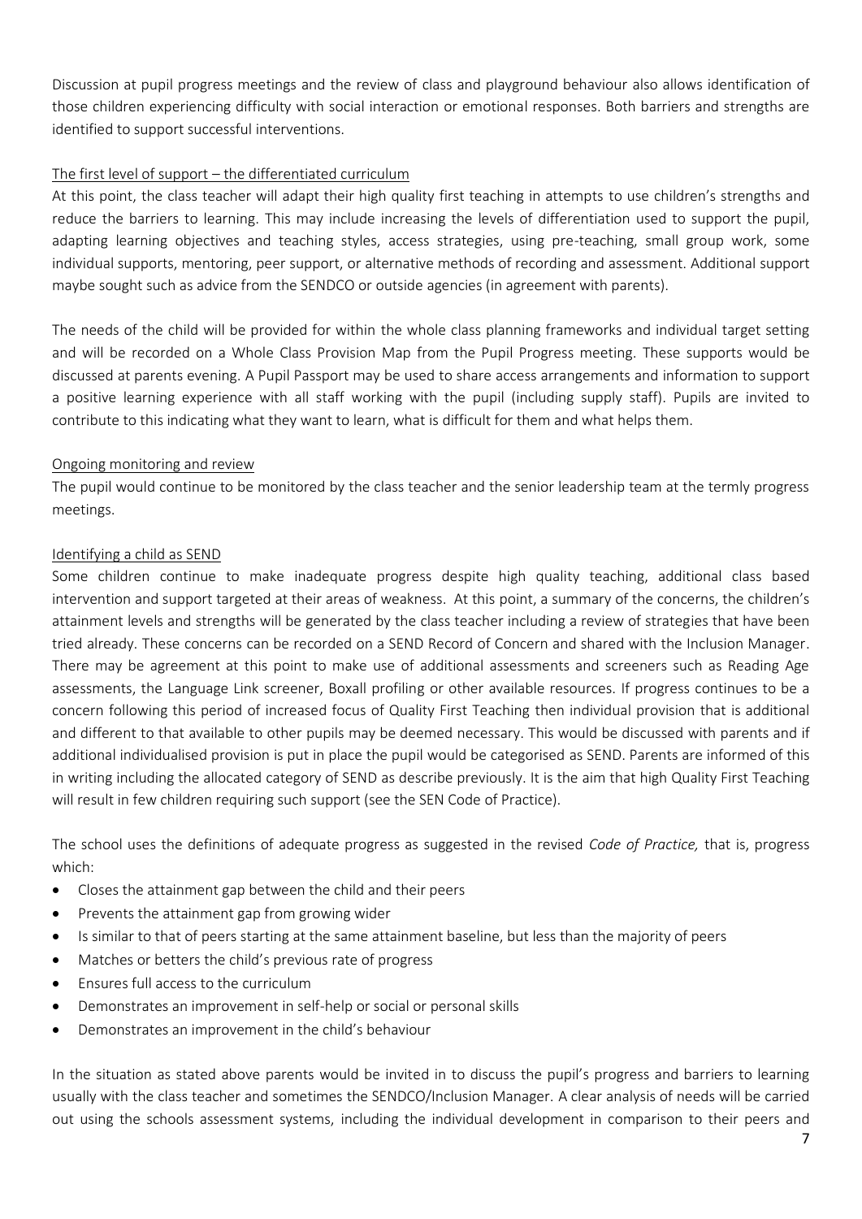Discussion at pupil progress meetings and the review of class and playground behaviour also allows identification of those children experiencing difficulty with social interaction or emotional responses. Both barriers and strengths are identified to support successful interventions.

The first level of support – the differentiated curriculum

At this point, the class teacher will adapt their high quality first teaching in attempts to use children's strengths and reduce the barriers to learning. This may include increasing the levels of differentiation used to support the pupil, adapting learning objectives and teaching styles, access strategies, using pre-teaching, small group work, some individual supports, mentoring, peer support, or alternative methods of recording and assessment. Additional support maybe sought such as advice from the SENDCO or outside agencies (in agreement with parents).

The needs of the child will be provided for within the whole class planning frameworks and individual target setting and will be recorded on a Whole Class Provision Map from the Pupil Progress meeting. These supports would be discussed at parents evening. A Pupil Passport may be used to share access arrangements and information to support a positive learning experience with all staff working with the pupil (including supply staff). Pupils are invited to contribute to this indicating what they want to learn, what is difficult for them and what helps them.

Ongoing monitoring and review

The pupil would continue to be monitored by the class teacher and the senior leadership team at the termly progress meetings.

Identifying a child as SEND

Some children continue to make inadequate progress despite high quality teaching, additional class based intervention and support targeted at their areas of weakness. At this point, a summary of the concerns, the children's attainment levels and strengths will be generated by the class teacher including a review of strategies that have been tried already. These concerns can be recorded on a SEND Record of Concern and shared with the Inclusion Manager. There may be agreement at this point to make use of additional assessments and screeners such as Reading Age assessments, the Language Link screener, Boxall profiling or other available resources. If progress continues to be a concern following this period of increased focus of Quality First Teaching then individual provision that is additional and different to that available to other pupils may be deemed necessary. This would be discussed with parents and if additional individualised provision is put in place the pupil would be categorised as SEND. Parents are informed of this in writing including the allocated category of SEND as describe previously. It is the aim that high Quality First Teaching will result in few children requiring such support (see the SEN Code of Practice).

The school uses the definitions of adequate progress as suggested in the revised *Code of Practice,* that is, progress which:

- Closes the attainment gap between the child and their peers
- Prevents the attainment gap from growing wider
- Is similar to that of peers starting at the same attainment baseline, but less than the majority of peers
- Matches or betters the child's previous rate of progress
- Ensures full access to the curriculum
- Demonstrates an improvement in self-help or social or personal skills
- Demonstrates an improvement in the child's behaviour

In the situation as stated above parents would be invited in to discuss the pupil's progress and barriers to learning usually with the class teacher and sometimes the SENDCO/Inclusion Manager. A clear analysis of needs will be carried out using the schools assessment systems, including the individual development in comparison to their peers and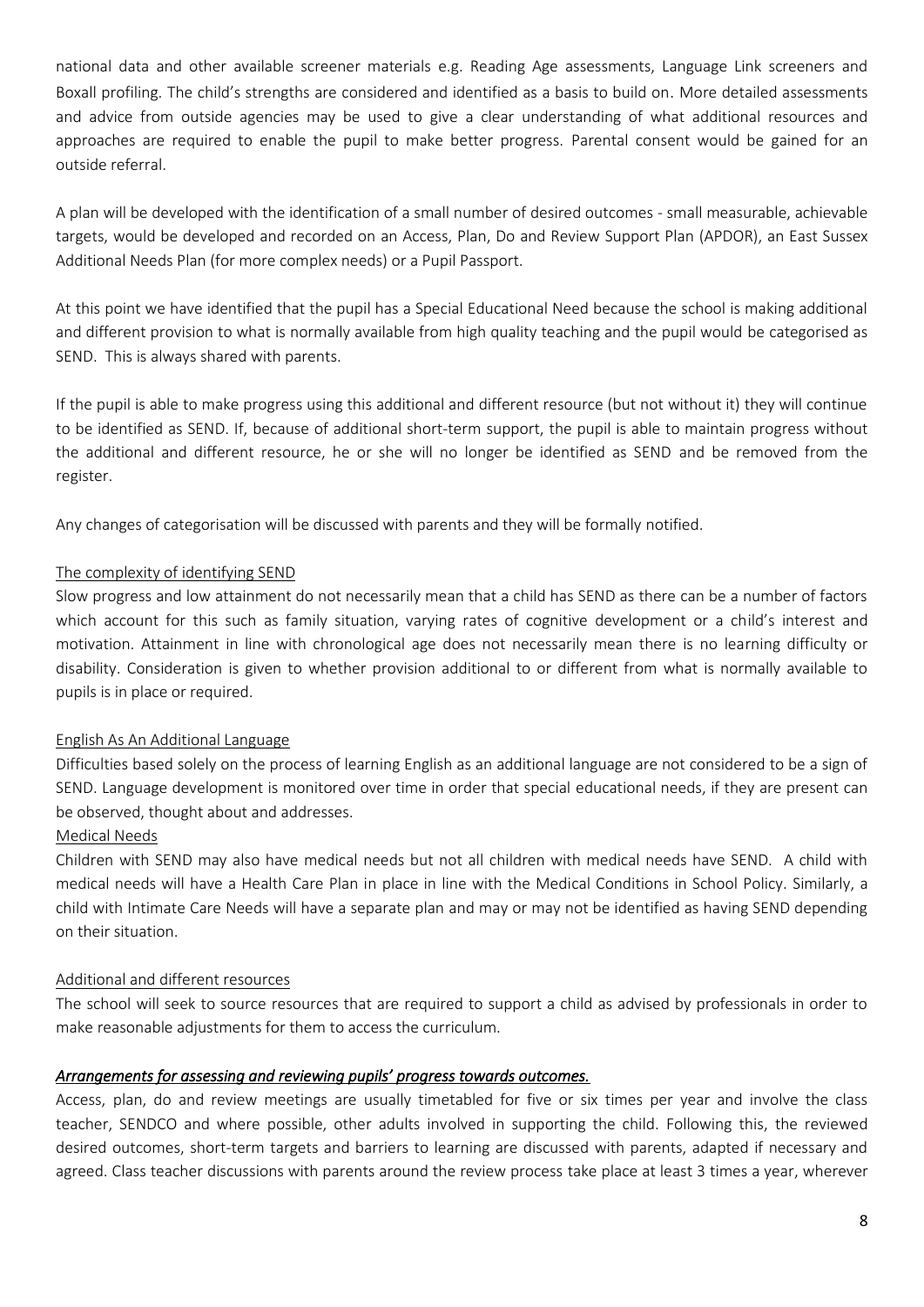national data and other available screener materials e.g. Reading Age assessments, Language Link screeners and Boxall profiling. The child's strengths are considered and identified as a basis to build on. More detailed assessments and advice from outside agencies may be used to give a clear understanding of what additional resources and approaches are required to enable the pupil to make better progress. Parental consent would be gained for an outside referral.

A plan will be developed with the identification of a small number of desired outcomes - small measurable, achievable targets, would be developed and recorded on an Access, Plan, Do and Review Support Plan (APDOR), an East Sussex Additional Needs Plan (for more complex needs) or a Pupil Passport.

At this point we have identified that the pupil has a Special Educational Need because the school is making additional and different provision to what is normally available from high quality teaching and the pupil would be categorised as SEND. This is always shared with parents.

If the pupil is able to make progress using this additional and different resource (but not without it) they will continue to be identified as SEND. If, because of additional short-term support, the pupil is able to maintain progress without the additional and different resource, he or she will no longer be identified as SEND and be removed from the register.

Any changes of categorisation will be discussed with parents and they will be formally notified.

<u>The complexity of identifying SEND</u>

Slow progress and low attainment do not necessarily mean that a child has SEND as there can be a number of factors which account for this such as family situation, varying rates of cognitive development or a child's interest and motivation. Attainment in line with chronological age does not necessarily mean there is no learning difficulty or disability. Consideration is given to whether provision additional to or different from what is normally available to pupils is in place or required.

<u>English As An Additional Language</u>

Difficulties based solely on the process of learning English as an additional language are not considered to be a sign of SEND. Language development is monitored over time in order that special educational needs, if they are present can be observed, thought about and addresses.

<u>Medical Needs</u>

Children with SEND may also have medical needs but not all children with medical needs have SEND. A child with medical needs will have a Health Care Plan in place in line with the Medical Conditions in School Policy. Similarly, a child with Intimate Care Needs will have a separate plan and may or may not be identified as having SEND depending on their situation.

<u>Additional and different resources</u>

The school will seek to source resources that are required to support a child as advised by professionals in order to make reasonable adjustments for them to access the curriculum.

***<u>Arrangements for assessing and reviewing pupils' progress towards outcomes.</u>***

Access, plan, do and review meetings are usually timetabled for five or six times per year and involve the class teacher, SENDCO and where possible, other adults involved in supporting the child. Following this, the reviewed desired outcomes, short-term targets and barriers to learning are discussed with parents, adapted if necessary and agreed. Class teacher discussions with parents around the review process take place at least 3 times a year, wherever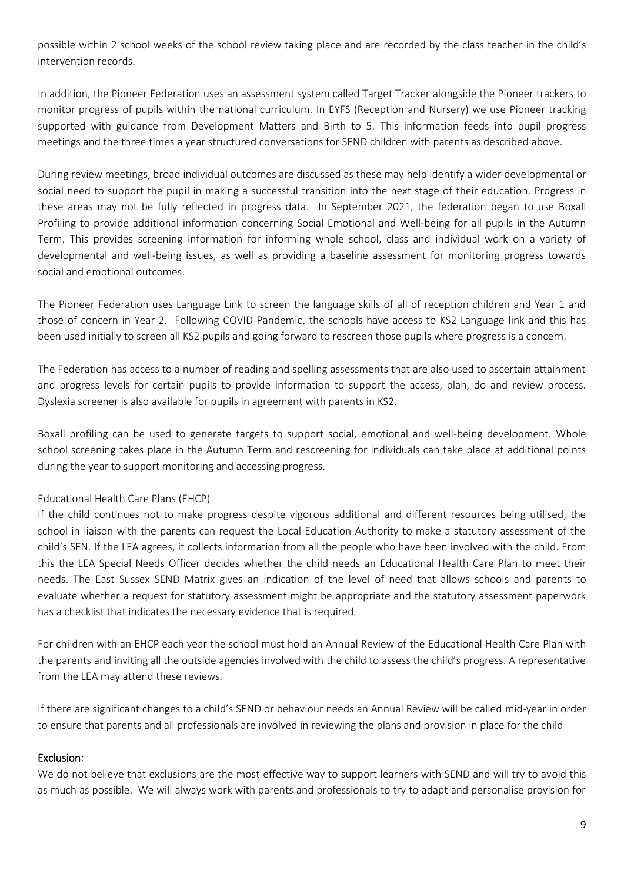possible within 2 school weeks of the school review taking place and are recorded by the class teacher in the child's intervention records.

In addition, the Pioneer Federation uses an assessment system called Target Tracker alongside the Pioneer trackers to monitor progress of pupils within the national curriculum. In EYFS (Reception and Nursery) we use Pioneer tracking supported with guidance from Development Matters and Birth to 5. This information feeds into pupil progress meetings and the three times a year structured conversations for SEND children with parents as described above.

During review meetings, broad individual outcomes are discussed as these may help identify a wider developmental or social need to support the pupil in making a successful transition into the next stage of their education. Progress in these areas may not be fully reflected in progress data. In September 2021, the federation began to use Boxall Profiling to provide additional information concerning Social Emotional and Well-being for all pupils in the Autumn Term. This provides screening information for informing whole school, class and individual work on a variety of developmental and well-being issues, as well as providing a baseline assessment for monitoring progress towards social and emotional outcomes.

The Pioneer Federation uses Language Link to screen the language skills of all of reception children and Year 1 and those of concern in Year 2. Following COVID Pandemic, the schools have access to KS2 Language link and this has been used initially to screen all KS2 pupils and going forward to rescreen those pupils where progress is a concern.

The Federation has access to a number of reading and spelling assessments that are also used to ascertain attainment and progress levels for certain pupils to provide information to support the access, plan, do and review process. Dyslexia screener is also available for pupils in agreement with parents in KS2.

Boxall profiling can be used to generate targets to support social, emotional and well-being development. Whole school screening takes place in the Autumn Term and rescreening for individuals can take place at additional points during the year to support monitoring and accessing progress.

<u>Educational Health Care Plans (EHCP)</u>

If the child continues not to make progress despite vigorous additional and different resources being utilised, the school in liaison with the parents can request the Local Education Authority to make a statutory assessment of the child's SEN. If the LEA agrees, it collects information from all the people who have been involved with the child. From this the LEA Special Needs Officer decides whether the child needs an Educational Health Care Plan to meet their needs. The East Sussex SEND Matrix gives an indication of the level of need that allows schools and parents to evaluate whether a request for statutory assessment might be appropriate and the statutory assessment paperwork has a checklist that indicates the necessary evidence that is required.

For children with an EHCP each year the school must hold an Annual Review of the Educational Health Care Plan with the parents and inviting all the outside agencies involved with the child to assess the child's progress. A representative from the LEA may attend these reviews.

If there are significant changes to a child's SEND or behaviour needs an Annual Review will be called mid-year in order to ensure that parents and all professionals are involved in reviewing the plans and provision in place for the child

**Exclusion**:

We do not believe that exclusions are the most effective way to support learners with SEND and will try to avoid this as much as possible. We will always work with parents and professionals to try to adapt and personalise provision for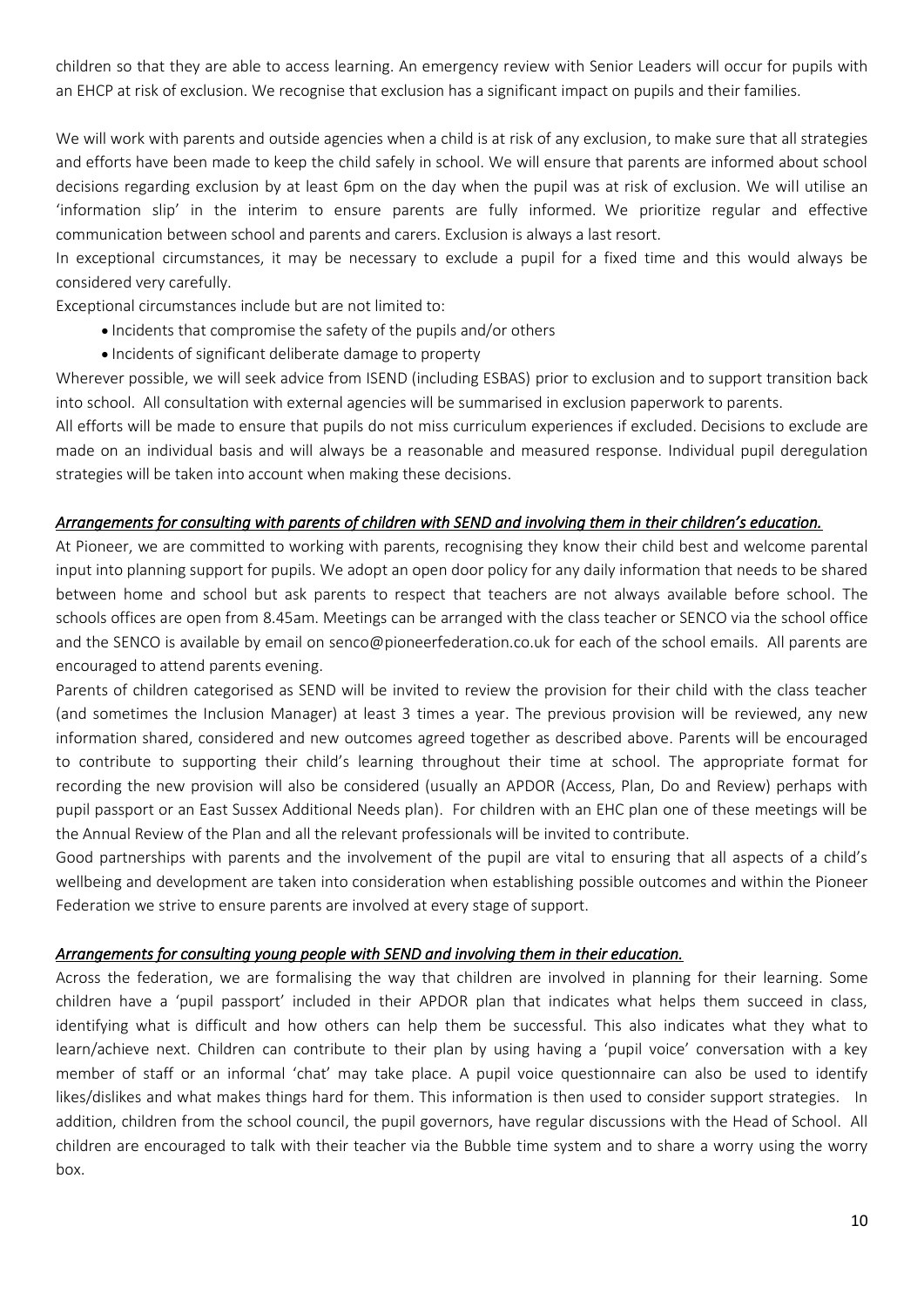children so that they are able to access learning. An emergency review with Senior Leaders will occur for pupils with an EHCP at risk of exclusion. We recognise that exclusion has a significant impact on pupils and their families.

We will work with parents and outside agencies when a child is at risk of any exclusion, to make sure that all strategies and efforts have been made to keep the child safely in school. We will ensure that parents are informed about school decisions regarding exclusion by at least 6pm on the day when the pupil was at risk of exclusion. We will utilise an 'information slip' in the interim to ensure parents are fully informed. We prioritize regular and effective communication between school and parents and carers. Exclusion is always a last resort.

In exceptional circumstances, it may be necessary to exclude a pupil for a fixed time and this would always be considered very carefully.

Exceptional circumstances include but are not limited to:

- Incidents that compromise the safety of the pupils and/or others
- Incidents of significant deliberate damage to property

Wherever possible, we will seek advice from ISEND (including ESBAS) prior to exclusion and to support transition back into school. All consultation with external agencies will be summarised in exclusion paperwork to parents.

All efforts will be made to ensure that pupils do not miss curriculum experiences if excluded. Decisions to exclude are made on an individual basis and will always be a reasonable and measured response. Individual pupil deregulation strategies will be taken into account when making these decisions.

### *Arrangements for consulting with parents of children with SEND and involving them in their children's education.*

At Pioneer, we are committed to working with parents, recognising they know their child best and welcome parental input into planning support for pupils. We adopt an open door policy for any daily information that needs to be shared between home and school but ask parents to respect that teachers are not always available before school. The schools offices are open from 8.45am. Meetings can be arranged with the class teacher or SENCO via the school office and the SENCO is available by email on senco@pioneerfederation.co.uk for each of the school emails. All parents are encouraged to attend parents evening.

Parents of children categorised as SEND will be invited to review the provision for their child with the class teacher (and sometimes the Inclusion Manager) at least 3 times a year. The previous provision will be reviewed, any new information shared, considered and new outcomes agreed together as described above. Parents will be encouraged to contribute to supporting their child's learning throughout their time at school. The appropriate format for recording the new provision will also be considered (usually an APDOR (Access, Plan, Do and Review) perhaps with pupil passport or an East Sussex Additional Needs plan). For children with an EHC plan one of these meetings will be the Annual Review of the Plan and all the relevant professionals will be invited to contribute.

Good partnerships with parents and the involvement of the pupil are vital to ensuring that all aspects of a child's wellbeing and development are taken into consideration when establishing possible outcomes and within the Pioneer Federation we strive to ensure parents are involved at every stage of support.

### *Arrangements for consulting young people with SEND and involving them in their education.*

Across the federation, we are formalising the way that children are involved in planning for their learning. Some children have a 'pupil passport' included in their APDOR plan that indicates what helps them succeed in class, identifying what is difficult and how others can help them be successful. This also indicates what they what to learn/achieve next. Children can contribute to their plan by using having a 'pupil voice' conversation with a key member of staff or an informal 'chat' may take place. A pupil voice questionnaire can also be used to identify likes/dislikes and what makes things hard for them. This information is then used to consider support strategies. In addition, children from the school council, the pupil governors, have regular discussions with the Head of School. All children are encouraged to talk with their teacher via the Bubble time system and to share a worry using the worry box.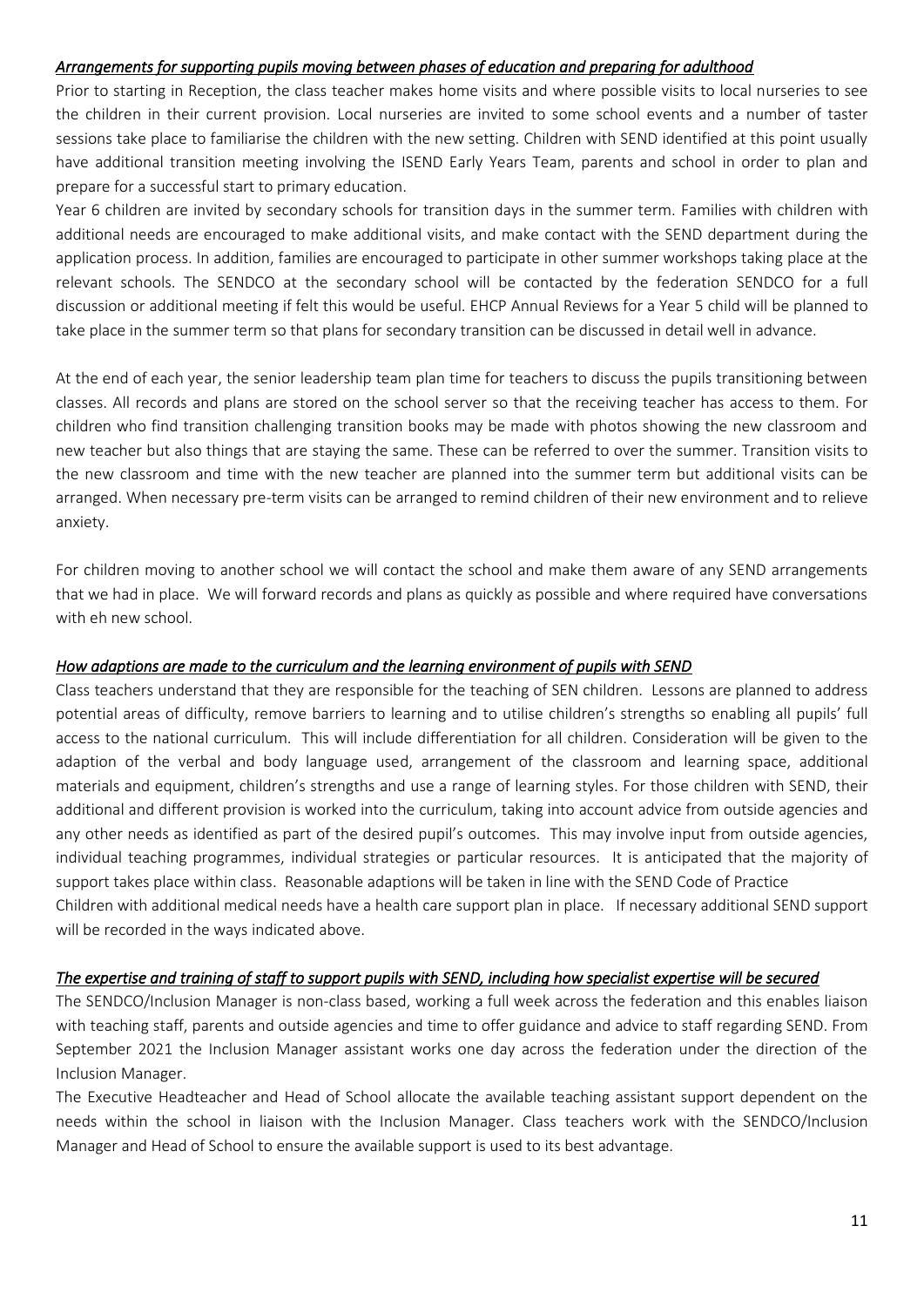*Arrangements for supporting pupils moving between phases of education and preparing for adulthood*

Prior to starting in Reception, the class teacher makes home visits and where possible visits to local nurseries to see the children in their current provision. Local nurseries are invited to some school events and a number of taster sessions take place to familiarise the children with the new setting. Children with SEND identified at this point usually have additional transition meeting involving the ISEND Early Years Team, parents and school in order to plan and prepare for a successful start to primary education.

Year 6 children are invited by secondary schools for transition days in the summer term. Families with children with additional needs are encouraged to make additional visits, and make contact with the SEND department during the application process. In addition, families are encouraged to participate in other summer workshops taking place at the relevant schools. The SENDCO at the secondary school will be contacted by the federation SENDCO for a full discussion or additional meeting if felt this would be useful. EHCP Annual Reviews for a Year 5 child will be planned to take place in the summer term so that plans for secondary transition can be discussed in detail well in advance.

At the end of each year, the senior leadership team plan time for teachers to discuss the pupils transitioning between classes. All records and plans are stored on the school server so that the receiving teacher has access to them. For children who find transition challenging transition books may be made with photos showing the new classroom and new teacher but also things that are staying the same. These can be referred to over the summer. Transition visits to the new classroom and time with the new teacher are planned into the summer term but additional visits can be arranged. When necessary pre-term visits can be arranged to remind children of their new environment and to relieve anxiety.

For children moving to another school we will contact the school and make them aware of any SEND arrangements that we had in place. We will forward records and plans as quickly as possible and where required have conversations with eh new school.

*How adaptions are made to the curriculum and the learning environment of pupils with SEND*

Class teachers understand that they are responsible for the teaching of SEN children. Lessons are planned to address potential areas of difficulty, remove barriers to learning and to utilise children's strengths so enabling all pupils' full access to the national curriculum. This will include differentiation for all children. Consideration will be given to the adaption of the verbal and body language used, arrangement of the classroom and learning space, additional materials and equipment, children's strengths and use a range of learning styles. For those children with SEND, their additional and different provision is worked into the curriculum, taking into account advice from outside agencies and any other needs as identified as part of the desired pupil's outcomes. This may involve input from outside agencies, individual teaching programmes, individual strategies or particular resources. It is anticipated that the majority of support takes place within class. Reasonable adaptions will be taken in line with the SEND Code of Practice

Children with additional medical needs have a health care support plan in place. If necessary additional SEND support will be recorded in the ways indicated above.

*The expertise and training of staff to support pupils with SEND, including how specialist expertise will be secured*

The SENDCO/Inclusion Manager is non-class based, working a full week across the federation and this enables liaison with teaching staff, parents and outside agencies and time to offer guidance and advice to staff regarding SEND. From September 2021 the Inclusion Manager assistant works one day across the federation under the direction of the Inclusion Manager.

The Executive Headteacher and Head of School allocate the available teaching assistant support dependent on the needs within the school in liaison with the Inclusion Manager. Class teachers work with the SENDCO/Inclusion Manager and Head of School to ensure the available support is used to its best advantage.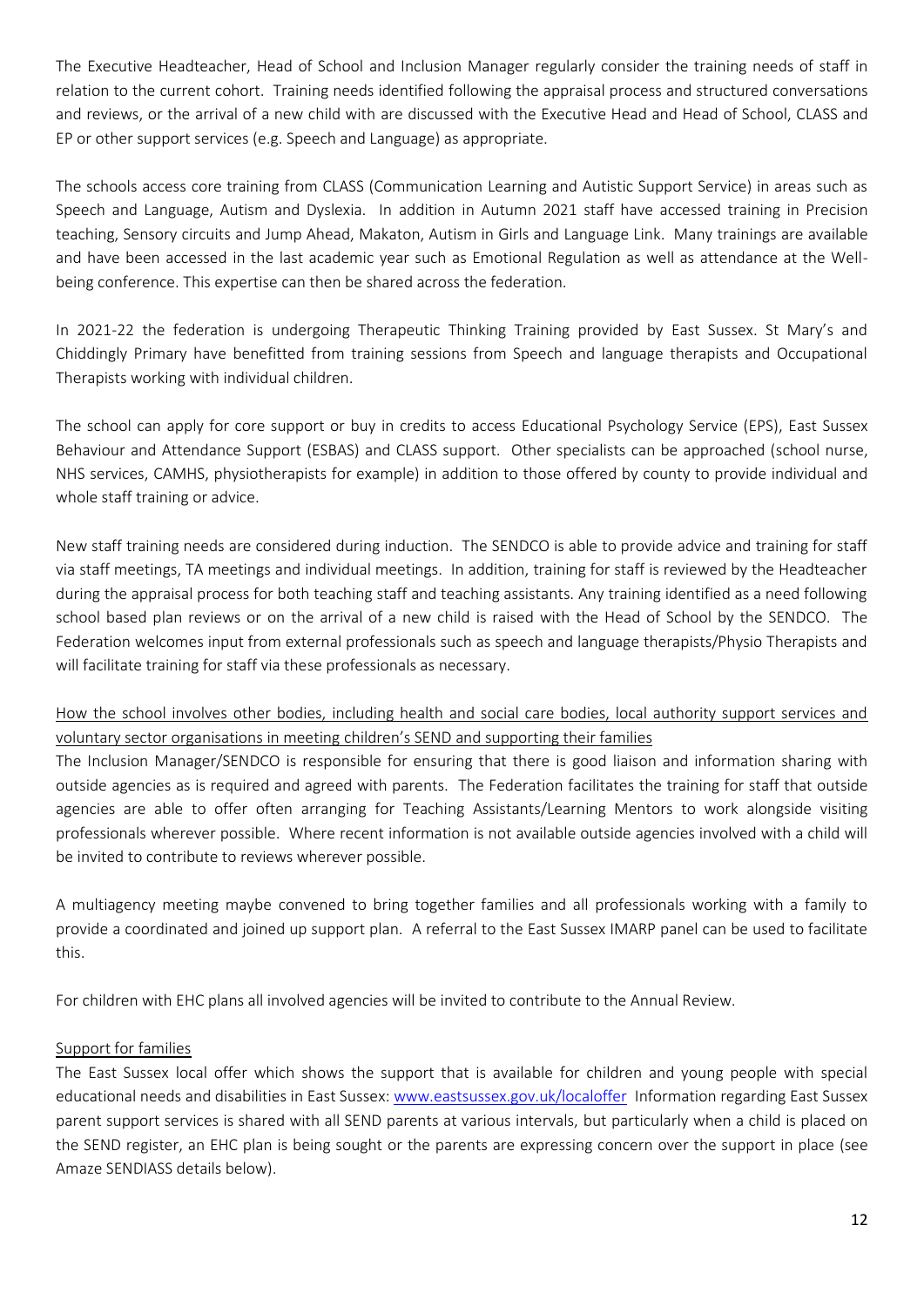The Executive Headteacher, Head of School and Inclusion Manager regularly consider the training needs of staff in relation to the current cohort. Training needs identified following the appraisal process and structured conversations and reviews, or the arrival of a new child with are discussed with the Executive Head and Head of School, CLASS and EP or other support services (e.g. Speech and Language) as appropriate.

The schools access core training from CLASS (Communication Learning and Autistic Support Service) in areas such as Speech and Language, Autism and Dyslexia. In addition in Autumn 2021 staff have accessed training in Precision teaching, Sensory circuits and Jump Ahead, Makaton, Autism in Girls and Language Link. Many trainings are available and have been accessed in the last academic year such as Emotional Regulation as well as attendance at the Well-being conference. This expertise can then be shared across the federation.

In 2021-22 the federation is undergoing Therapeutic Thinking Training provided by East Sussex. St Mary's and Chiddingly Primary have benefitted from training sessions from Speech and language therapists and Occupational Therapists working with individual children.

The school can apply for core support or buy in credits to access Educational Psychology Service (EPS), East Sussex Behaviour and Attendance Support (ESBAS) and CLASS support. Other specialists can be approached (school nurse, NHS services, CAMHS, physiotherapists for example) in addition to those offered by county to provide individual and whole staff training or advice.

New staff training needs are considered during induction. The SENDCO is able to provide advice and training for staff via staff meetings, TA meetings and individual meetings. In addition, training for staff is reviewed by the Headteacher during the appraisal process for both teaching staff and teaching assistants. Any training identified as a need following school based plan reviews or on the arrival of a new child is raised with the Head of School by the SENDCO. The Federation welcomes input from external professionals such as speech and language therapists/Physio Therapists and will facilitate training for staff via these professionals as necessary.

<u>How the school involves other bodies, including health and social care bodies, local authority support services and voluntary sector organisations in meeting children's SEND and supporting their families</u>

The Inclusion Manager/SENDCO is responsible for ensuring that there is good liaison and information sharing with outside agencies as is required and agreed with parents. The Federation facilitates the training for staff that outside agencies are able to offer often arranging for Teaching Assistants/Learning Mentors to work alongside visiting professionals wherever possible. Where recent information is not available outside agencies involved with a child will be invited to contribute to reviews wherever possible.

A multiagency meeting maybe convened to bring together families and all professionals working with a family to provide a coordinated and joined up support plan. A referral to the East Sussex IMARP panel can be used to facilitate this.

For children with EHC plans all involved agencies will be invited to contribute to the Annual Review.

<u>Support for families</u>

The East Sussex local offer which shows the support that is available for children and young people with special educational needs and disabilities in East Sussex: [www.eastsussex.gov.uk/localoffer](http://www.eastsussex.gov.uk/localoffer) Information regarding East Sussex parent support services is shared with all SEND parents at various intervals, but particularly when a child is placed on the SEND register, an EHC plan is being sought or the parents are expressing concern over the support in place (see Amaze SENDIASS details below).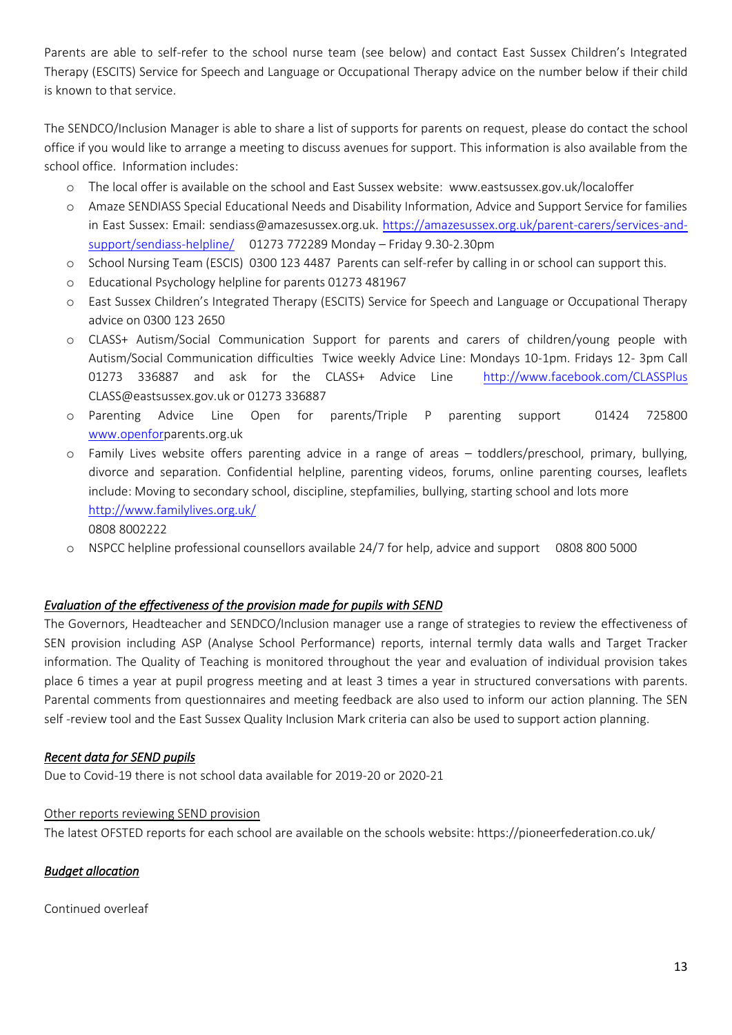Parents are able to self-refer to the school nurse team (see below) and contact East Sussex Children's Integrated Therapy (ESCITS) Service for Speech and Language or Occupational Therapy advice on the number below if their child is known to that service.

The SENDCO/Inclusion Manager is able to share a list of supports for parents on request, please do contact the school office if you would like to arrange a meeting to discuss avenues for support. This information is also available from the school office. Information includes:

- The local offer is available on the school and East Sussex website: www.eastsussex.gov.uk/localoffer
- Amaze SENDIASS Special Educational Needs and Disability Information, Advice and Support Service for families in East Sussex: Email: sendiass@amazesussex.org.uk. [https://amazesussex.org.uk/parent-carers/services-and-support/sendiass-helpline/](https://amazesussex.org.uk/parent-carers/services-and-support/sendiass-helpline/) 01273 772289 Monday – Friday 9.30-2.30pm
- School Nursing Team (ESCIS) 0300 123 4487 Parents can self-refer by calling in or school can support this.
- Educational Psychology helpline for parents 01273 481967
- East Sussex Children's Integrated Therapy (ESCITS) Service for Speech and Language or Occupational Therapy advice on 0300 123 2650
- CLASS+ Autism/Social Communication Support for parents and carers of children/young people with Autism/Social Communication difficulties Twice weekly Advice Line: Mondays 10-1pm. Fridays 12- 3pm Call 01273 336887 and ask for the CLASS+ Advice Line [http://www.facebook.com/CLASSPlus](http://www.facebook.com/CLASSPlus) CLASS@eastsussex.gov.uk or 01273 336887
- Parenting Advice Line Open for parents/Triple P parenting support 01424 725800 [www.openfor](www.openforparents.org.uk)parents.org.uk
- Family Lives website offers parenting advice in a range of areas – toddlers/preschool, primary, bullying, divorce and separation. Confidential helpline, parenting videos, forums, online parenting courses, leaflets include: Moving to secondary school, discipline, stepfamilies, bullying, starting school and lots more [http://www.familylives.org.uk/](http://www.familylives.org.uk/)
  0808 8002222
- NSPCC helpline professional counsellors available 24/7 for help, advice and support 0808 800 5000

### *Evaluation of the effectiveness of the provision made for pupils with SEND*

The Governors, Headteacher and SENDCO/Inclusion manager use a range of strategies to review the effectiveness of SEN provision including ASP (Analyse School Performance) reports, internal termly data walls and Target Tracker information. The Quality of Teaching is monitored throughout the year and evaluation of individual provision takes place 6 times a year at pupil progress meeting and at least 3 times a year in structured conversations with parents. Parental comments from questionnaires and meeting feedback are also used to inform our action planning. The SEN self -review tool and the East Sussex Quality Inclusion Mark criteria can also be used to support action planning.

### *Recent data for SEND pupils*

Due to Covid-19 there is not school data available for 2019-20 or 2020-21

#### Other reports reviewing SEND provision

The latest OFSTED reports for each school are available on the schools website: https://pioneerfederation.co.uk/

### *Budget allocation*

Continued overleaf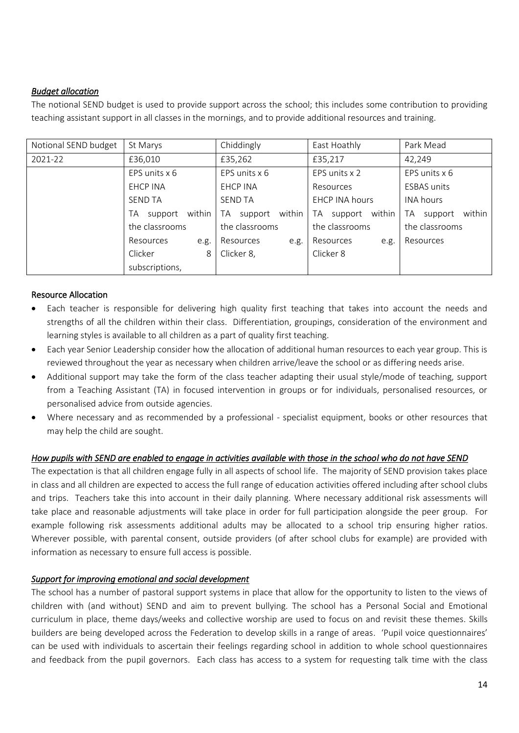### *Budget allocation*

The notional SEND budget is used to provide support across the school; this includes some contribution to providing teaching assistant support in all classes in the mornings, and to provide additional resources and training.

| Notional SEND budget | St Marys | Chiddingly | East Hoathly | Park Mead |
|---|---|---|---|---|
| 2021-22 | £36,010 | £35,262 | £35,217 | 42,249 |
| | EPS units x 6<br>EHCP INA<br>SEND TA<br>TA support within the classrooms<br>Resources e.g. Clicker 8 subscriptions, | EPS units x 6<br>EHCP INA<br>SEND TA<br>TA support within the classrooms<br>Resources e.g. Clicker 8, | EPS units x 2<br>Resources<br>EHCP INA hours<br>TA support within the classrooms<br>Resources e.g. Clicker 8 | EPS units x 6<br>ESBAS units<br>INA hours<br>TA support within the classrooms<br>Resources |

### Resource Allocation

- Each teacher is responsible for delivering high quality first teaching that takes into account the needs and strengths of all the children within their class. Differentiation, groupings, consideration of the environment and learning styles is available to all children as a part of quality first teaching.
- Each year Senior Leadership consider how the allocation of additional human resources to each year group. This is reviewed throughout the year as necessary when children arrive/leave the school or as differing needs arise.
- Additional support may take the form of the class teacher adapting their usual style/mode of teaching, support from a Teaching Assistant (TA) in focused intervention in groups or for individuals, personalised resources, or personalised advice from outside agencies.
- Where necessary and as recommended by a professional - specialist equipment, books or other resources that may help the child are sought.

### *How pupils with SEND are enabled to engage in activities available with those in the school who do not have SEND*

The expectation is that all children engage fully in all aspects of school life. The majority of SEND provision takes place in class and all children are expected to access the full range of education activities offered including after school clubs and trips. Teachers take this into account in their daily planning. Where necessary additional risk assessments will take place and reasonable adjustments will take place in order for full participation alongside the peer group. For example following risk assessments additional adults may be allocated to a school trip ensuring higher ratios. Wherever possible, with parental consent, outside providers (of after school clubs for example) are provided with information as necessary to ensure full access is possible.

### *Support for improving emotional and social development*

The school has a number of pastoral support systems in place that allow for the opportunity to listen to the views of children with (and without) SEND and aim to prevent bullying. The school has a Personal Social and Emotional curriculum in place, theme days/weeks and collective worship are used to focus on and revisit these themes. Skills builders are being developed across the Federation to develop skills in a range of areas. 'Pupil voice questionnaires' can be used with individuals to ascertain their feelings regarding school in addition to whole school questionnaires and feedback from the pupil governors. Each class has access to a system for requesting talk time with the class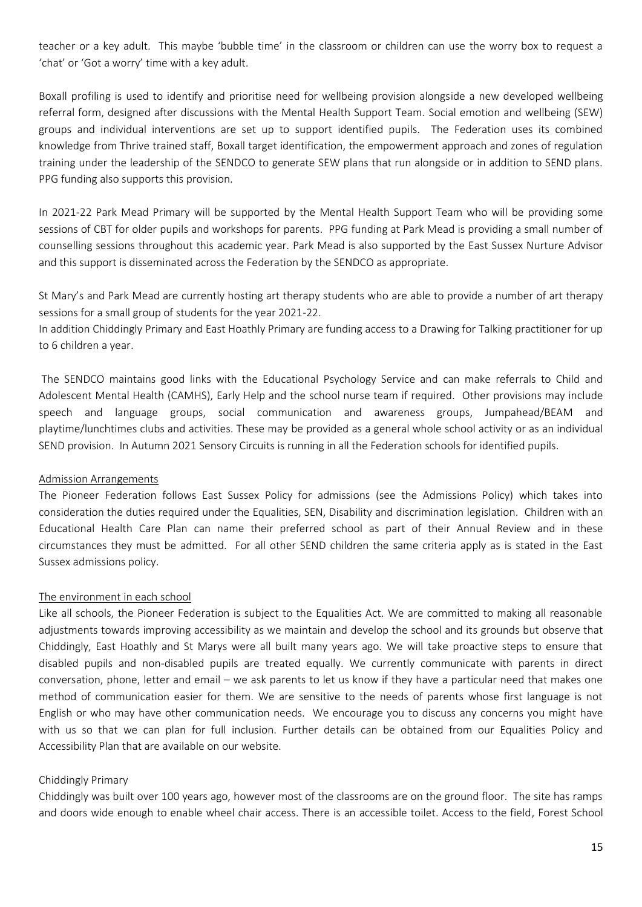teacher or a key adult. This maybe 'bubble time' in the classroom or children can use the worry box to request a 'chat' or 'Got a worry' time with a key adult.

Boxall profiling is used to identify and prioritise need for wellbeing provision alongside a new developed wellbeing referral form, designed after discussions with the Mental Health Support Team. Social emotion and wellbeing (SEW) groups and individual interventions are set up to support identified pupils. The Federation uses its combined knowledge from Thrive trained staff, Boxall target identification, the empowerment approach and zones of regulation training under the leadership of the SENDCO to generate SEW plans that run alongside or in addition to SEND plans. PPG funding also supports this provision.

In 2021-22 Park Mead Primary will be supported by the Mental Health Support Team who will be providing some sessions of CBT for older pupils and workshops for parents. PPG funding at Park Mead is providing a small number of counselling sessions throughout this academic year. Park Mead is also supported by the East Sussex Nurture Advisor and this support is disseminated across the Federation by the SENDCO as appropriate.

St Mary's and Park Mead are currently hosting art therapy students who are able to provide a number of art therapy sessions for a small group of students for the year 2021-22.

In addition Chiddingly Primary and East Hoathly Primary are funding access to a Drawing for Talking practitioner for up to 6 children a year.

The SENDCO maintains good links with the Educational Psychology Service and can make referrals to Child and Adolescent Mental Health (CAMHS), Early Help and the school nurse team if required. Other provisions may include speech and language groups, social communication and awareness groups, Jumpahead/BEAM and playtime/lunchtimes clubs and activities. These may be provided as a general whole school activity or as an individual SEND provision. In Autumn 2021 Sensory Circuits is running in all the Federation schools for identified pupils.

## Admission Arrangements

The Pioneer Federation follows East Sussex Policy for admissions (see the Admissions Policy) which takes into consideration the duties required under the Equalities, SEN, Disability and discrimination legislation. Children with an Educational Health Care Plan can name their preferred school as part of their Annual Review and in these circumstances they must be admitted. For all other SEND children the same criteria apply as is stated in the East Sussex admissions policy.

## The environment in each school

Like all schools, the Pioneer Federation is subject to the Equalities Act. We are committed to making all reasonable adjustments towards improving accessibility as we maintain and develop the school and its grounds but observe that Chiddingly, East Hoathly and St Marys were all built many years ago. We will take proactive steps to ensure that disabled pupils and non-disabled pupils are treated equally. We currently communicate with parents in direct conversation, phone, letter and email – we ask parents to let us know if they have a particular need that makes one method of communication easier for them. We are sensitive to the needs of parents whose first language is not English or who may have other communication needs. We encourage you to discuss any concerns you might have with us so that we can plan for full inclusion. Further details can be obtained from our Equalities Policy and Accessibility Plan that are available on our website.

### Chiddingly Primary

Chiddingly was built over 100 years ago, however most of the classrooms are on the ground floor. The site has ramps and doors wide enough to enable wheel chair access. There is an accessible toilet. Access to the field, Forest School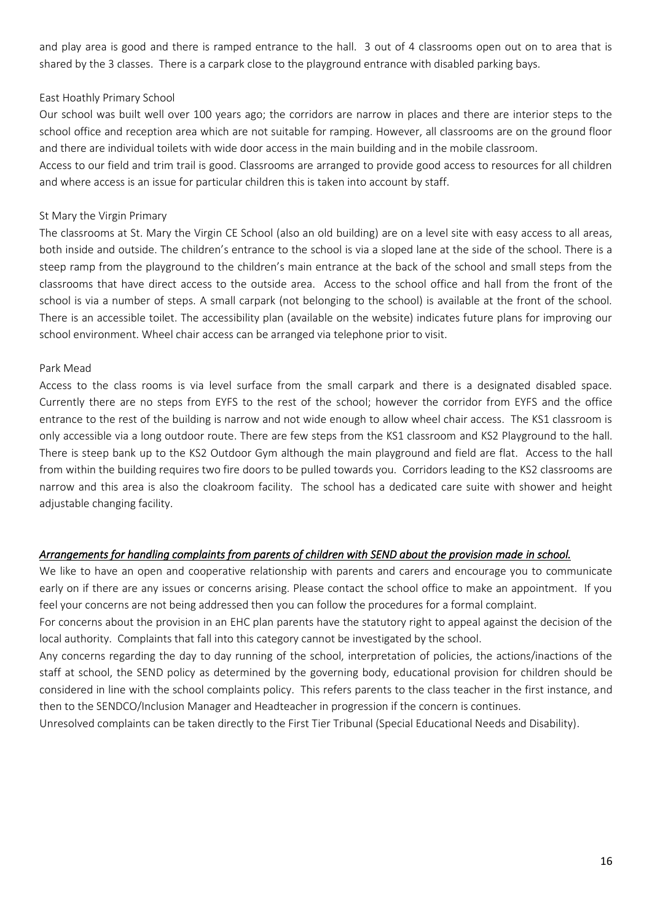and play area is good and there is ramped entrance to the hall. 3 out of 4 classrooms open out on to area that is shared by the 3 classes. There is a carpark close to the playground entrance with disabled parking bays.

East Hoathly Primary School

Our school was built well over 100 years ago; the corridors are narrow in places and there are interior steps to the school office and reception area which are not suitable for ramping. However, all classrooms are on the ground floor and there are individual toilets with wide door access in the main building and in the mobile classroom.

Access to our field and trim trail is good. Classrooms are arranged to provide good access to resources for all children and where access is an issue for particular children this is taken into account by staff.

St Mary the Virgin Primary

The classrooms at St. Mary the Virgin CE School (also an old building) are on a level site with easy access to all areas, both inside and outside. The children's entrance to the school is via a sloped lane at the side of the school. There is a steep ramp from the playground to the children's main entrance at the back of the school and small steps from the classrooms that have direct access to the outside area. Access to the school office and hall from the front of the school is via a number of steps. A small carpark (not belonging to the school) is available at the front of the school. There is an accessible toilet. The accessibility plan (available on the website) indicates future plans for improving our school environment. Wheel chair access can be arranged via telephone prior to visit.

Park Mead

Access to the class rooms is via level surface from the small carpark and there is a designated disabled space. Currently there are no steps from EYFS to the rest of the school; however the corridor from EYFS and the office entrance to the rest of the building is narrow and not wide enough to allow wheel chair access. The KS1 classroom is only accessible via a long outdoor route. There are few steps from the KS1 classroom and KS2 Playground to the hall. There is steep bank up to the KS2 Outdoor Gym although the main playground and field are flat. Access to the hall from within the building requires two fire doors to be pulled towards you. Corridors leading to the KS2 classrooms are narrow and this area is also the cloakroom facility. The school has a dedicated care suite with shower and height adjustable changing facility.

***<u>Arrangements for handling complaints from parents of children with SEND about the provision made in school.</u>***

We like to have an open and cooperative relationship with parents and carers and encourage you to communicate early on if there are any issues or concerns arising. Please contact the school office to make an appointment. If you feel your concerns are not being addressed then you can follow the procedures for a formal complaint.

For concerns about the provision in an EHC plan parents have the statutory right to appeal against the decision of the local authority. Complaints that fall into this category cannot be investigated by the school.

Any concerns regarding the day to day running of the school, interpretation of policies, the actions/inactions of the staff at school, the SEND policy as determined by the governing body, educational provision for children should be considered in line with the school complaints policy. This refers parents to the class teacher in the first instance, and then to the SENDCO/Inclusion Manager and Headteacher in progression if the concern is continues.

Unresolved complaints can be taken directly to the First Tier Tribunal (Special Educational Needs and Disability).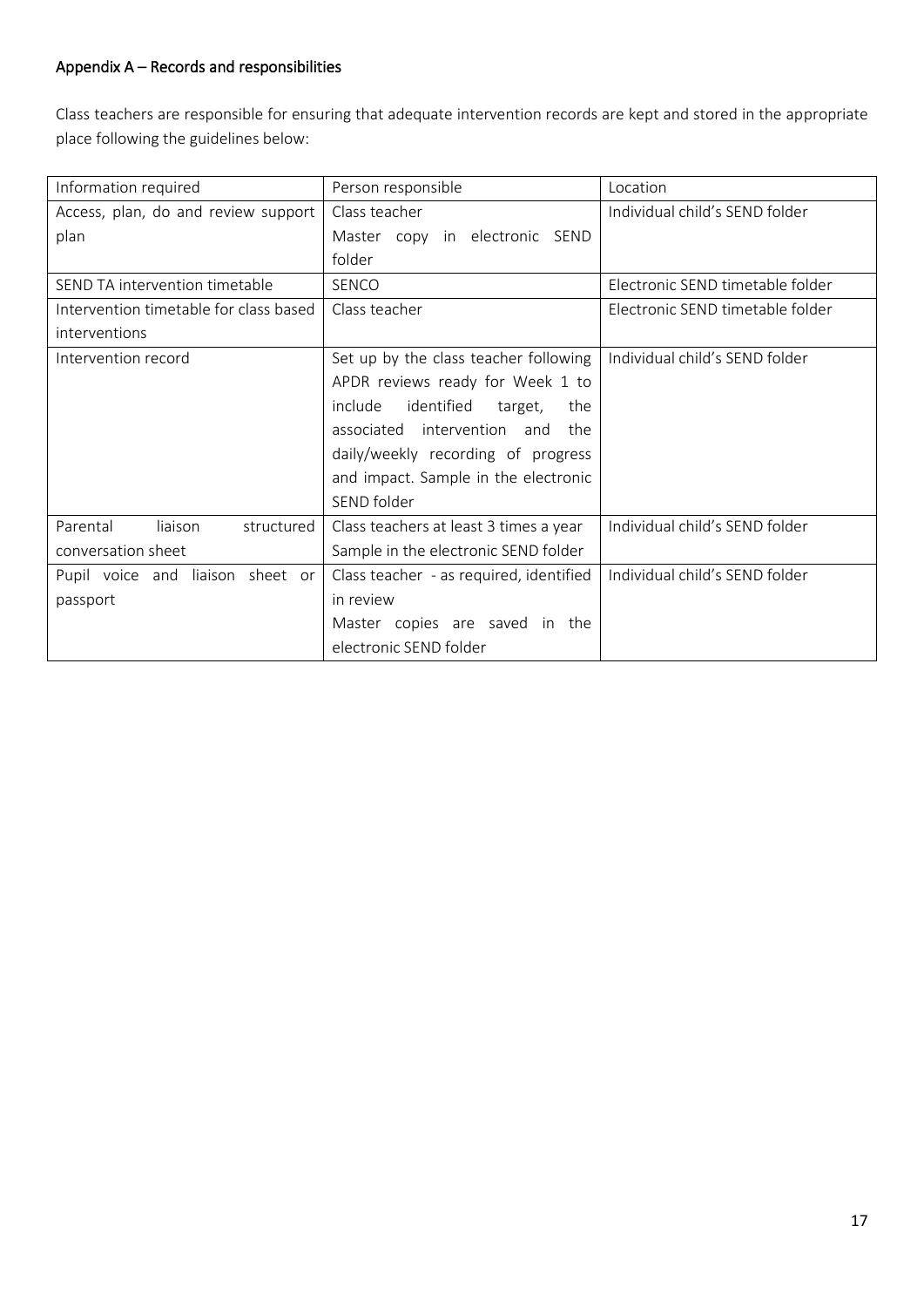## Appendix A – Records and responsibilities

Class teachers are responsible for ensuring that adequate intervention records are kept and stored in the appropriate place following the guidelines below:

| Information required | Person responsible | Location |
|---|---|---|
| Access, plan, do and review support plan | Class teacher<br>Master copy in electronic SEND folder | Individual child's SEND folder |
| SEND TA intervention timetable | SENCO | Electronic SEND timetable folder |
| Intervention timetable for class based interventions | Class teacher | Electronic SEND timetable folder |
| Intervention record | Set up by the class teacher following APDR reviews ready for Week 1 to include identified target, the associated intervention and the daily/weekly recording of progress and impact. Sample in the electronic SEND folder | Individual child's SEND folder |
| Parental liaison structured conversation sheet | Class teachers at least 3 times a year<br>Sample in the electronic SEND folder | Individual child's SEND folder |
| Pupil voice and liaison sheet or passport | Class teacher - as required, identified in review<br>Master copies are saved in the electronic SEND folder | Individual child's SEND folder |